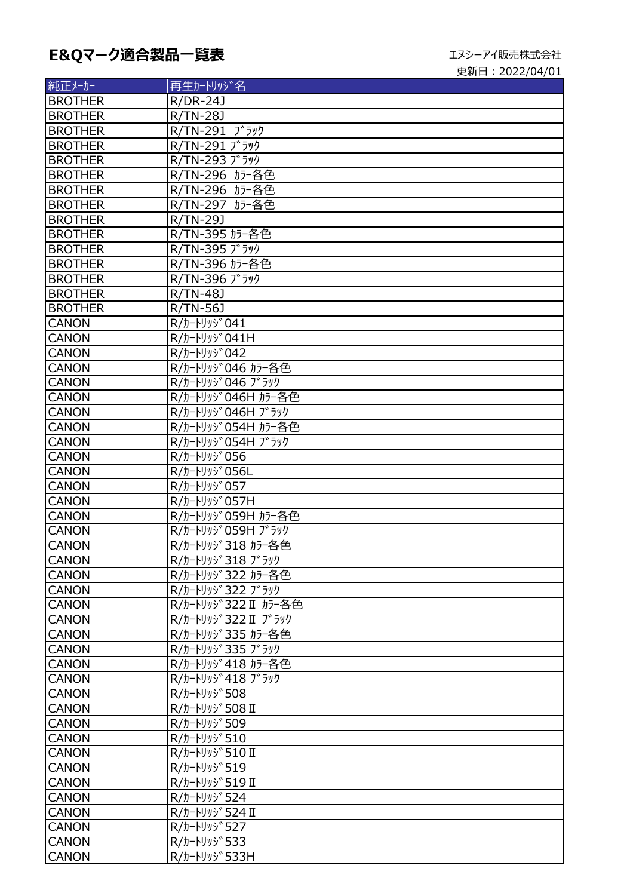# E&Qマーク適合製品一覧表

エヌシーアイ販売株式会社

更新日：2022/04/01

| 純正ﾒｰｶｰ | 再生ｶｰﾄﾘｯｼﾞ名 |
|---|---|
| BROTHER | R/DR-24J |
| BROTHER | R/TN-28J |
| BROTHER | R/TN-291 ﾌﾞﾗｯｸ |
| BROTHER | R/TN-291 ﾌﾞﾗｯｸ |
| BROTHER | R/TN-293 ﾌﾞﾗｯｸ |
| BROTHER | R/TN-296 ｶﾗｰ各色 |
| BROTHER | R/TN-296 ｶﾗｰ各色 |
| BROTHER | R/TN-297 ｶﾗｰ各色 |
| BROTHER | R/TN-29J |
| BROTHER | R/TN-395 ｶﾗｰ各色 |
| BROTHER | R/TN-395 ﾌﾞﾗｯｸ |
| BROTHER | R/TN-396 ｶﾗｰ各色 |
| BROTHER | R/TN-396 ﾌﾞﾗｯｸ |
| BROTHER | R/TN-48J |
| BROTHER | R/TN-56J |
| CANON | R/ｶｰﾄﾘｯｼﾞ041 |
| CANON | R/ｶｰﾄﾘｯｼﾞ041H |
| CANON | R/ｶｰﾄﾘｯｼﾞ042 |
| CANON | R/ｶｰﾄﾘｯｼﾞ046 ｶﾗｰ各色 |
| CANON | R/ｶｰﾄﾘｯｼﾞ046 ﾌﾞﾗｯｸ |
| CANON | R/ｶｰﾄﾘｯｼﾞ046H ｶﾗｰ各色 |
| CANON | R/ｶｰﾄﾘｯｼﾞ046H ﾌﾞﾗｯｸ |
| CANON | R/ｶｰﾄﾘｯｼﾞ054H ｶﾗｰ各色 |
| CANON | R/ｶｰﾄﾘｯｼﾞ054H ﾌﾞﾗｯｸ |
| CANON | R/ｶｰﾄﾘｯｼﾞ056 |
| CANON | R/ｶｰﾄﾘｯｼﾞ056L |
| CANON | R/ｶｰﾄﾘｯｼﾞ057 |
| CANON | R/ｶｰﾄﾘｯｼﾞ057H |
| CANON | R/ｶｰﾄﾘｯｼﾞ059H ｶﾗｰ各色 |
| CANON | R/ｶｰﾄﾘｯｼﾞ059H ﾌﾞﾗｯｸ |
| CANON | R/ｶｰﾄﾘｯｼﾞ318 ｶﾗｰ各色 |
| CANON | R/ｶｰﾄﾘｯｼﾞ318 ﾌﾞﾗｯｸ |
| CANON | R/ｶｰﾄﾘｯｼﾞ322 ｶﾗｰ各色 |
| CANON | R/ｶｰﾄﾘｯｼﾞ322 ﾌﾞﾗｯｸ |
| CANON | R/ｶｰﾄﾘｯｼﾞ322Ⅱ ｶﾗｰ各色 |
| CANON | R/ｶｰﾄﾘｯｼﾞ322Ⅱ ﾌﾞﾗｯｸ |
| CANON | R/ｶｰﾄﾘｯｼﾞ335 ｶﾗｰ各色 |
| CANON | R/ｶｰﾄﾘｯｼﾞ335 ﾌﾞﾗｯｸ |
| CANON | R/ｶｰﾄﾘｯｼﾞ418 ｶﾗｰ各色 |
| CANON | R/ｶｰﾄﾘｯｼﾞ418 ﾌﾞﾗｯｸ |
| CANON | R/ｶｰﾄﾘｯｼﾞ508 |
| CANON | R/ｶｰﾄﾘｯｼﾞ508Ⅱ |
| CANON | R/ｶｰﾄﾘｯｼﾞ509 |
| CANON | R/ｶｰﾄﾘｯｼﾞ510 |
| CANON | R/ｶｰﾄﾘｯｼﾞ510Ⅱ |
| CANON | R/ｶｰﾄﾘｯｼﾞ519 |
| CANON | R/ｶｰﾄﾘｯｼﾞ519Ⅱ |
| CANON | R/ｶｰﾄﾘｯｼﾞ524 |
| CANON | R/ｶｰﾄﾘｯｼﾞ524Ⅱ |
| CANON | R/ｶｰﾄﾘｯｼﾞ527 |
| CANON | R/ｶｰﾄﾘｯｼﾞ533 |
| CANON | R/ｶｰﾄﾘｯｼﾞ533H |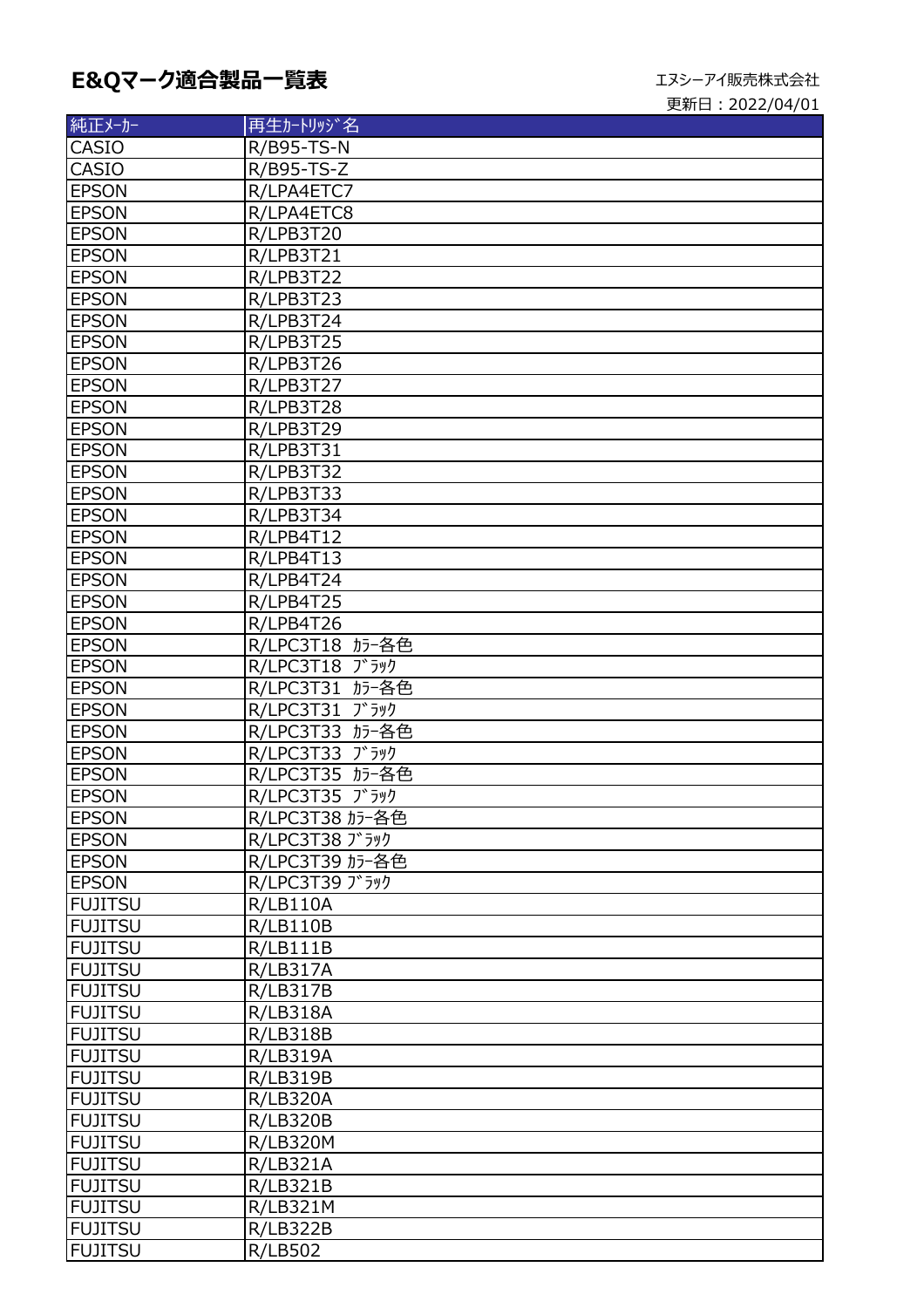# E&Qマーク適合製品一覧表

エヌシーアイ販売株式会社
更新日：2022/04/01

| 純正ﾒｰｶｰ | 再生ｶｰﾄﾘｯｼﾞ名 |
|---|---|
| CASIO | R/B95-TS-N |
| CASIO | R/B95-TS-Z |
| EPSON | R/LPA4ETC7 |
| EPSON | R/LPA4ETC8 |
| EPSON | R/LPB3T20 |
| EPSON | R/LPB3T21 |
| EPSON | R/LPB3T22 |
| EPSON | R/LPB3T23 |
| EPSON | R/LPB3T24 |
| EPSON | R/LPB3T25 |
| EPSON | R/LPB3T26 |
| EPSON | R/LPB3T27 |
| EPSON | R/LPB3T28 |
| EPSON | R/LPB3T29 |
| EPSON | R/LPB3T31 |
| EPSON | R/LPB3T32 |
| EPSON | R/LPB3T33 |
| EPSON | R/LPB3T34 |
| EPSON | R/LPB4T12 |
| EPSON | R/LPB4T13 |
| EPSON | R/LPB4T24 |
| EPSON | R/LPB4T25 |
| EPSON | R/LPB4T26 |
| EPSON | R/LPC3T18 ｶﾗｰ各色 |
| EPSON | R/LPC3T18 ﾌﾞﾗｯｸ |
| EPSON | R/LPC3T31 ｶﾗｰ各色 |
| EPSON | R/LPC3T31 ﾌﾞﾗｯｸ |
| EPSON | R/LPC3T33 ｶﾗｰ各色 |
| EPSON | R/LPC3T33 ﾌﾞﾗｯｸ |
| EPSON | R/LPC3T35 ｶﾗｰ各色 |
| EPSON | R/LPC3T35 ﾌﾞﾗｯｸ |
| EPSON | R/LPC3T38 ｶﾗｰ各色 |
| EPSON | R/LPC3T38 ﾌﾞﾗｯｸ |
| EPSON | R/LPC3T39 ｶﾗｰ各色 |
| EPSON | R/LPC3T39 ﾌﾞﾗｯｸ |
| FUJITSU | R/LB110A |
| FUJITSU | R/LB110B |
| FUJITSU | R/LB111B |
| FUJITSU | R/LB317A |
| FUJITSU | R/LB317B |
| FUJITSU | R/LB318A |
| FUJITSU | R/LB318B |
| FUJITSU | R/LB319A |
| FUJITSU | R/LB319B |
| FUJITSU | R/LB320A |
| FUJITSU | R/LB320B |
| FUJITSU | R/LB320M |
| FUJITSU | R/LB321A |
| FUJITSU | R/LB321B |
| FUJITSU | R/LB321M |
| FUJITSU | R/LB322B |
| FUJITSU | R/LB502 |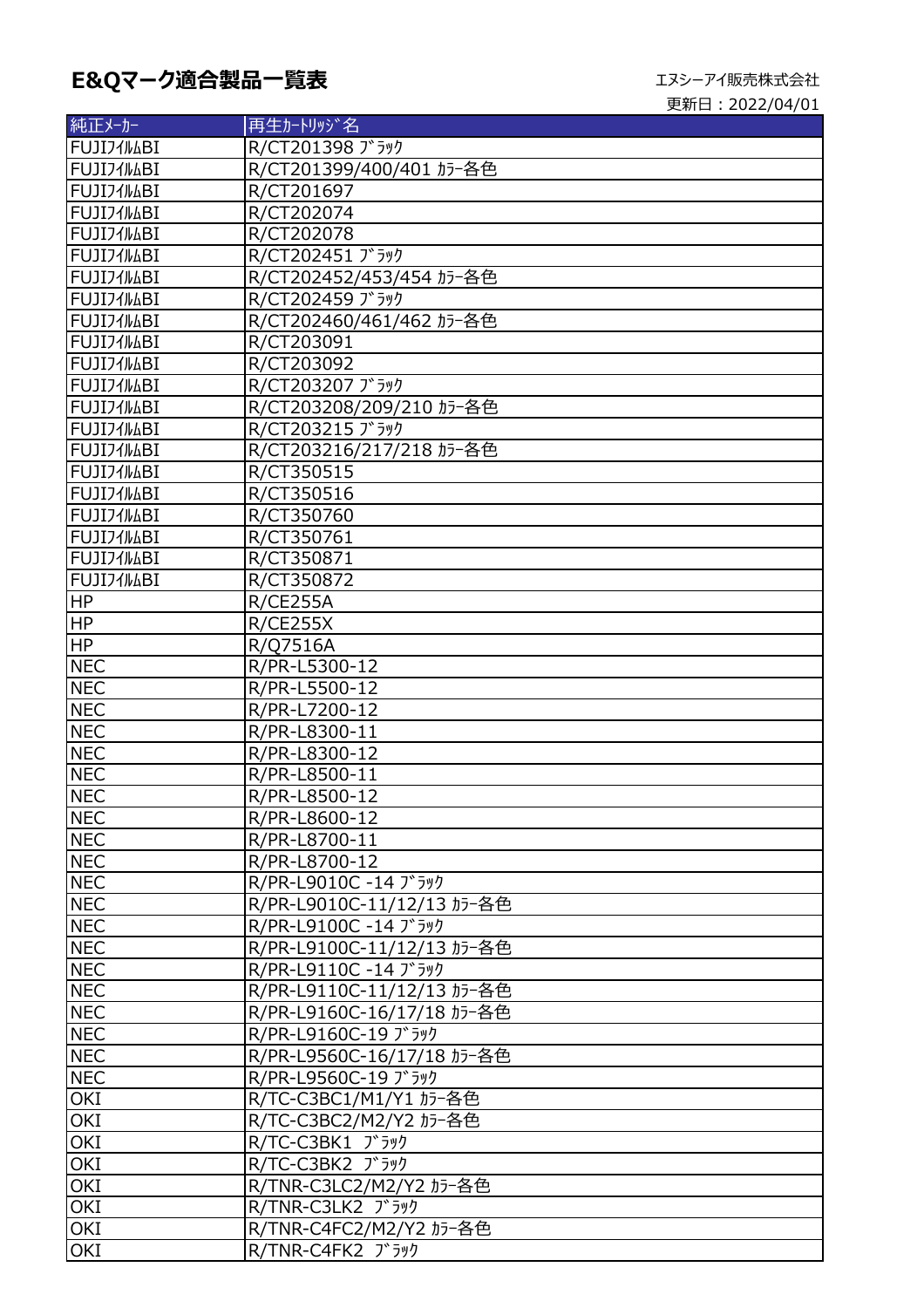# E&Qマーク適合製品一覧表

エヌシーアイ販売株式会社

更新日：2022/04/01

| 純正ﾒｰｶｰ | 再生ｶｰﾄﾘｯｼﾞ名 |
|---|---|
| FUJIﾌｲﾙﾑBI | R/CT201398 ﾌﾞﾗｯｸ |
| FUJIﾌｲﾙﾑBI | R/CT201399/400/401 ｶﾗｰ各色 |
| FUJIﾌｲﾙﾑBI | R/CT201697 |
| FUJIﾌｲﾙﾑBI | R/CT202074 |
| FUJIﾌｲﾙﾑBI | R/CT202078 |
| FUJIﾌｲﾙﾑBI | R/CT202451 ﾌﾞﾗｯｸ |
| FUJIﾌｲﾙﾑBI | R/CT202452/453/454 ｶﾗｰ各色 |
| FUJIﾌｲﾙﾑBI | R/CT202459 ﾌﾞﾗｯｸ |
| FUJIﾌｲﾙﾑBI | R/CT202460/461/462 ｶﾗｰ各色 |
| FUJIﾌｲﾙﾑBI | R/CT203091 |
| FUJIﾌｲﾙﾑBI | R/CT203092 |
| FUJIﾌｲﾙﾑBI | R/CT203207 ﾌﾞﾗｯｸ |
| FUJIﾌｲﾙﾑBI | R/CT203208/209/210 ｶﾗｰ各色 |
| FUJIﾌｲﾙﾑBI | R/CT203215 ﾌﾞﾗｯｸ |
| FUJIﾌｲﾙﾑBI | R/CT203216/217/218 ｶﾗｰ各色 |
| FUJIﾌｲﾙﾑBI | R/CT350515 |
| FUJIﾌｲﾙﾑBI | R/CT350516 |
| FUJIﾌｲﾙﾑBI | R/CT350760 |
| FUJIﾌｲﾙﾑBI | R/CT350761 |
| FUJIﾌｲﾙﾑBI | R/CT350871 |
| FUJIﾌｲﾙﾑBI | R/CT350872 |
| HP | R/CE255A |
| HP | R/CE255X |
| HP | R/Q7516A |
| NEC | R/PR-L5300-12 |
| NEC | R/PR-L5500-12 |
| NEC | R/PR-L7200-12 |
| NEC | R/PR-L8300-11 |
| NEC | R/PR-L8300-12 |
| NEC | R/PR-L8500-11 |
| NEC | R/PR-L8500-12 |
| NEC | R/PR-L8600-12 |
| NEC | R/PR-L8700-11 |
| NEC | R/PR-L8700-12 |
| NEC | R/PR-L9010C -14 ﾌﾞﾗｯｸ |
| NEC | R/PR-L9010C-11/12/13 ｶﾗｰ各色 |
| NEC | R/PR-L9100C -14 ﾌﾞﾗｯｸ |
| NEC | R/PR-L9100C-11/12/13 ｶﾗｰ各色 |
| NEC | R/PR-L9110C -14 ﾌﾞﾗｯｸ |
| NEC | R/PR-L9110C-11/12/13 ｶﾗｰ各色 |
| NEC | R/PR-L9160C-16/17/18 ｶﾗｰ各色 |
| NEC | R/PR-L9160C-19 ﾌﾞﾗｯｸ |
| NEC | R/PR-L9560C-16/17/18 ｶﾗｰ各色 |
| NEC | R/PR-L9560C-19 ﾌﾞﾗｯｸ |
| OKI | R/TC-C3BC1/M1/Y1 ｶﾗｰ各色 |
| OKI | R/TC-C3BC2/M2/Y2 ｶﾗｰ各色 |
| OKI | R/TC-C3BK1 ﾌﾞﾗｯｸ |
| OKI | R/TC-C3BK2 ﾌﾞﾗｯｸ |
| OKI | R/TNR-C3LC2/M2/Y2 ｶﾗｰ各色 |
| OKI | R/TNR-C3LK2 ﾌﾞﾗｯｸ |
| OKI | R/TNR-C4FC2/M2/Y2 ｶﾗｰ各色 |
| OKI | R/TNR-C4FK2 ﾌﾞﾗｯｸ |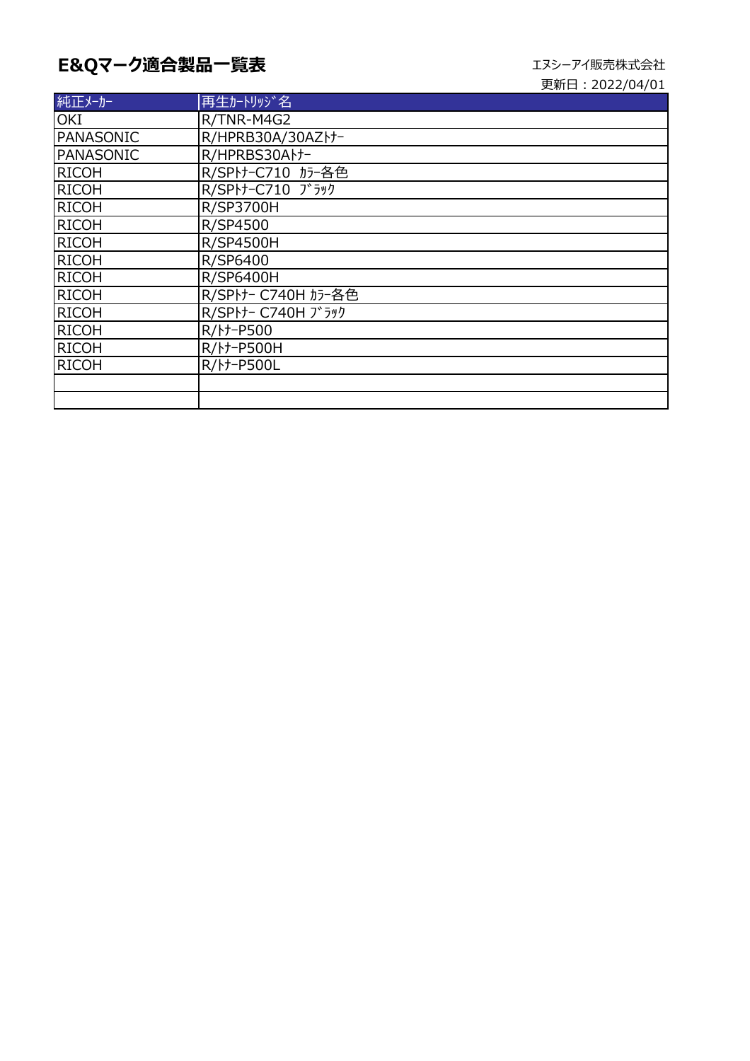# E&Qマーク適合製品一覧表

エヌシーアイ販売株式会社

更新日：2022/04/01

| 純正ﾒｰｶｰ | 再生ｶｰﾄﾘｯｼﾞ名 |
|---|---|
| OKI | R/TNR-M4G2 |
| PANASONIC | R/HPRB30A/30AZﾄﾅｰ |
| PANASONIC | R/HPRBS30Aﾄﾅｰ |
| RICOH | R/SPﾄﾅｰC710　ｶﾗｰ各色 |
| RICOH | R/SPﾄﾅｰC710　ﾌﾞﾗｯｸ |
| RICOH | R/SP3700H |
| RICOH | R/SP4500 |
| RICOH | R/SP4500H |
| RICOH | R/SP6400 |
| RICOH | R/SP6400H |
| RICOH | R/SPﾄﾅｰ C740H ｶﾗｰ各色 |
| RICOH | R/SPﾄﾅｰ C740H ﾌﾞﾗｯｸ |
| RICOH | R/ﾄﾅｰP500 |
| RICOH | R/ﾄﾅｰP500H |
| RICOH | R/ﾄﾅｰP500L |
| | |
| | |